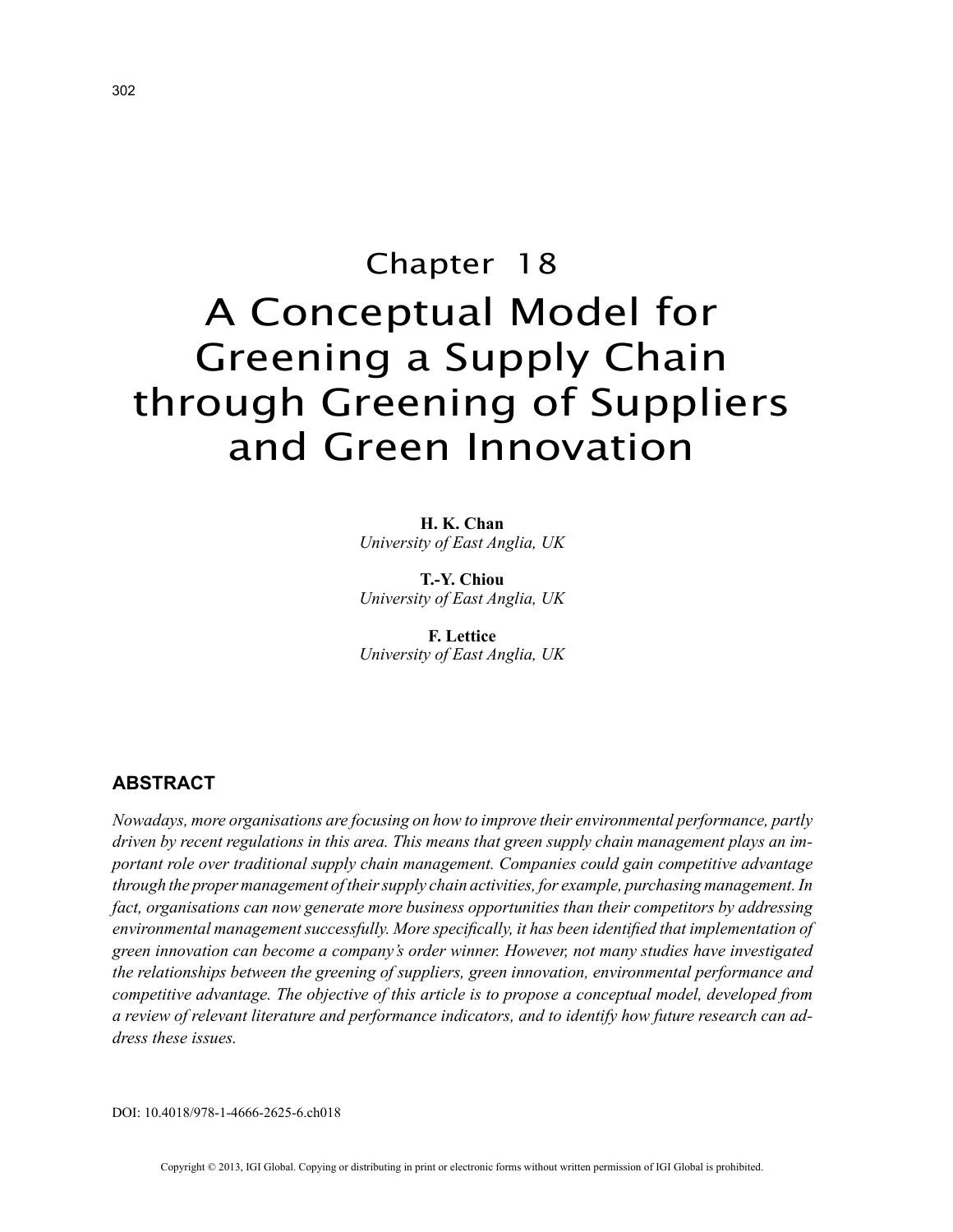# Chapter 18

# A Conceptual Model for Greening a Supply Chain through Greening of Suppliers and Green Innovation

**H. K. Chan**
*University of East Anglia, UK*

**T.-Y. Chiou**
*University of East Anglia, UK*

**F. Lettice**
*University of East Anglia, UK*

## ABSTRACT

*Nowadays, more organisations are focusing on how to improve their environmental performance, partly driven by recent regulations in this area. This means that green supply chain management plays an important role over traditional supply chain management. Companies could gain competitive advantage through the proper management of their supply chain activities, for example, purchasing management. In fact, organisations can now generate more business opportunities than their competitors by addressing environmental management successfully. More specifically, it has been identified that implementation of green innovation can become a company's order winner. However, not many studies have investigated the relationships between the greening of suppliers, green innovation, environmental performance and competitive advantage. The objective of this article is to propose a conceptual model, developed from a review of relevant literature and performance indicators, and to identify how future research can address these issues.*

DOI: 10.4018/978-1-4666-2625-6.ch018

Copyright © 2013, IGI Global. Copying or distributing in print or electronic forms without written permission of IGI Global is prohibited.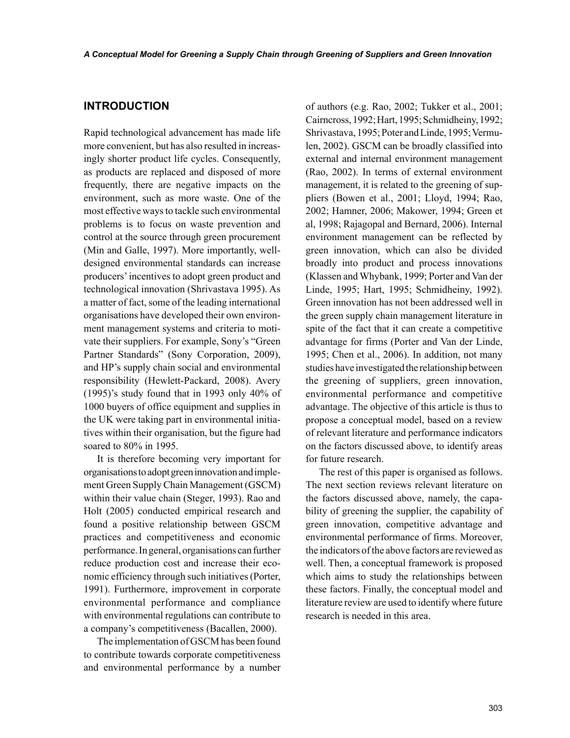## INTRODUCTION

Rapid technological advancement has made life more convenient, but has also resulted in increasingly shorter product life cycles. Consequently, as products are replaced and disposed of more frequently, there are negative impacts on the environment, such as more waste. One of the most effective ways to tackle such environmental problems is to focus on waste prevention and control at the source through green procurement (Min and Galle, 1997). More importantly, well-designed environmental standards can increase producers' incentives to adopt green product and technological innovation (Shrivastava 1995). As a matter of fact, some of the leading international organisations have developed their own environment management systems and criteria to motivate their suppliers. For example, Sony's "Green Partner Standards" (Sony Corporation, 2009), and HP's supply chain social and environmental responsibility (Hewlett-Packard, 2008). Avery (1995)'s study found that in 1993 only 40% of 1000 buyers of office equipment and supplies in the UK were taking part in environmental initiatives within their organisation, but the figure had soared to 80% in 1995.

It is therefore becoming very important for organisations to adopt green innovation and implement Green Supply Chain Management (GSCM) within their value chain (Steger, 1993). Rao and Holt (2005) conducted empirical research and found a positive relationship between GSCM practices and competitiveness and economic performance. In general, organisations can further reduce production cost and increase their economic efficiency through such initiatives (Porter, 1991). Furthermore, improvement in corporate environmental performance and compliance with environmental regulations can contribute to a company's competitiveness (Bacallen, 2000).

The implementation of GSCM has been found to contribute towards corporate competitiveness and environmental performance by a number of authors (e.g. Rao, 2002; Tukker et al., 2001; Cairncross, 1992; Hart, 1995; Schmidheiny, 1992; Shrivastava, 1995; Poter and Linde, 1995; Vermulen, 2002). GSCM can be broadly classified into external and internal environment management (Rao, 2002). In terms of external environment management, it is related to the greening of suppliers (Bowen et al., 2001; Lloyd, 1994; Rao, 2002; Hamner, 2006; Makower, 1994; Green et al, 1998; Rajagopal and Bernard, 2006). Internal environment management can be reflected by green innovation, which can also be divided broadly into product and process innovations (Klassen and Whybank, 1999; Porter and Van der Linde, 1995; Hart, 1995; Schmidheiny, 1992). Green innovation has not been addressed well in the green supply chain management literature in spite of the fact that it can create a competitive advantage for firms (Porter and Van der Linde, 1995; Chen et al., 2006). In addition, not many studies have investigated the relationship between the greening of suppliers, green innovation, environmental performance and competitive advantage. The objective of this article is thus to propose a conceptual model, based on a review of relevant literature and performance indicators on the factors discussed above, to identify areas for future research.

The rest of this paper is organised as follows. The next section reviews relevant literature on the factors discussed above, namely, the capability of greening the supplier, the capability of green innovation, competitive advantage and environmental performance of firms. Moreover, the indicators of the above factors are reviewed as well. Then, a conceptual framework is proposed which aims to study the relationships between these factors. Finally, the conceptual model and literature review are used to identify where future research is needed in this area.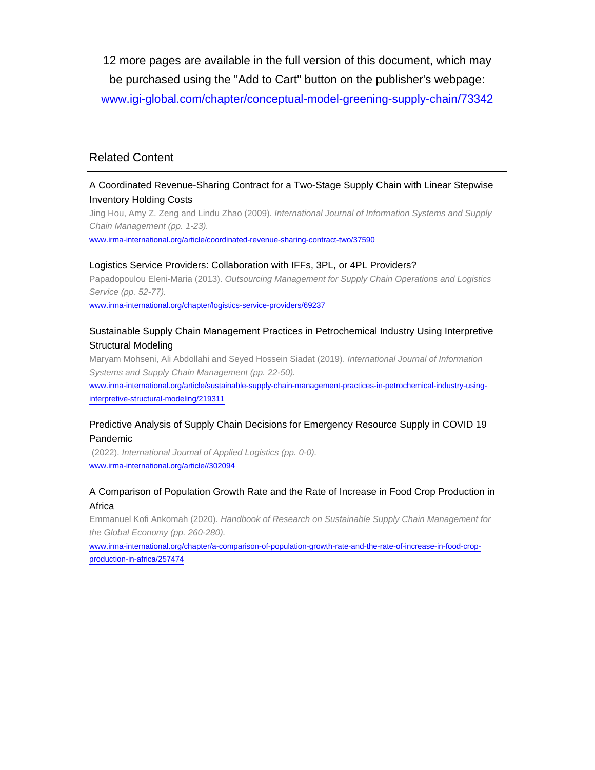12 more pages are available in the full version of this document, which may be purchased using the "Add to Cart" button on the publisher's webpage: www.igi-global.com/chapter/conceptual-model-greening-supply-chain/73342

## Related Content

A Coordinated Revenue-Sharing Contract for a Two-Stage Supply Chain with Linear Stepwise Inventory Holding Costs
Jing Hou, Amy Z. Zeng and Lindu Zhao (2009). *International Journal of Information Systems and Supply Chain Management (pp. 1-23).*
www.irma-international.org/article/coordinated-revenue-sharing-contract-two/37590

Logistics Service Providers: Collaboration with IFFs, 3PL, or 4PL Providers?
Papadopoulou Eleni-Maria (2013). *Outsourcing Management for Supply Chain Operations and Logistics Service (pp. 52-77).*
www.irma-international.org/chapter/logistics-service-providers/69237

Sustainable Supply Chain Management Practices in Petrochemical Industry Using Interpretive Structural Modeling
Maryam Mohseni, Ali Abdollahi and Seyed Hossein Siadat (2019). *International Journal of Information Systems and Supply Chain Management (pp. 22-50).*
www.irma-international.org/article/sustainable-supply-chain-management-practices-in-petrochemical-industry-using-interpretive-structural-modeling/219311

Predictive Analysis of Supply Chain Decisions for Emergency Resource Supply in COVID 19 Pandemic
(2022). *International Journal of Applied Logistics (pp. 0-0).*
www.irma-international.org/article//302094

A Comparison of Population Growth Rate and the Rate of Increase in Food Crop Production in Africa
Emmanuel Kofi Ankomah (2020). *Handbook of Research on Sustainable Supply Chain Management for the Global Economy (pp. 260-280).*
www.irma-international.org/chapter/a-comparison-of-population-growth-rate-and-the-rate-of-increase-in-food-crop-production-in-africa/257474